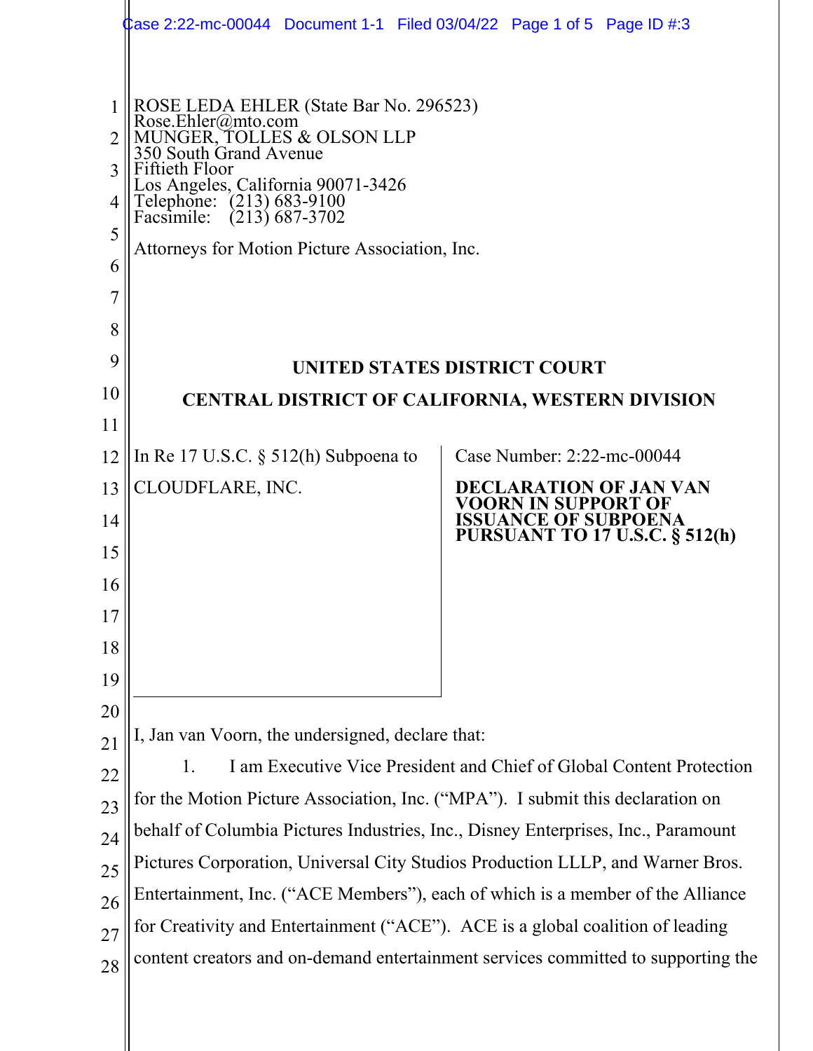ROSE LEDA EHLER (State Bar No. 296523)
Rose.Ehler@mto.com
MUNGER, TOLLES & OLSON LLP
350 South Grand Avenue
Fiftieth Floor
Los Angeles, California 90071-3426
Telephone: (213) 683-9100
Facsimile: (213) 687-3702

Attorneys for Motion Picture Association, Inc.

**UNITED STATES DISTRICT COURT**

**CENTRAL DISTRICT OF CALIFORNIA, WESTERN DIVISION**

| In Re 17 U.S.C. § 512(h) Subpoena to CLOUDFLARE, INC. | Case Number: 2:22-mc-00044<br><br>**DECLARATION OF JAN VAN VOORN IN SUPPORT OF ISSUANCE OF SUBPOENA PURSUANT TO 17 U.S.C. § 512(h)** |
|---|---|

I, Jan van Voorn, the undersigned, declare that:

1. I am Executive Vice President and Chief of Global Content Protection for the Motion Picture Association, Inc. ("MPA"). I submit this declaration on behalf of Columbia Pictures Industries, Inc., Disney Enterprises, Inc., Paramount Pictures Corporation, Universal City Studios Production LLLP, and Warner Bros. Entertainment, Inc. ("ACE Members"), each of which is a member of the Alliance for Creativity and Entertainment ("ACE"). ACE is a global coalition of leading content creators and on-demand entertainment services committed to supporting the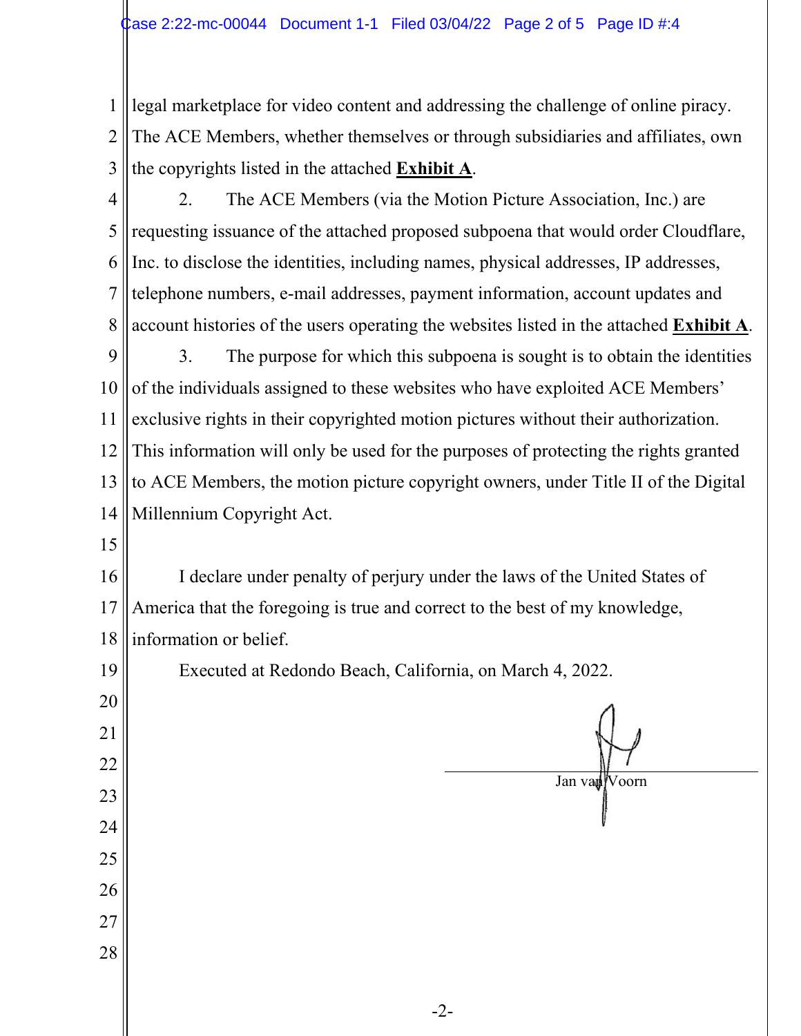legal marketplace for video content and addressing the challenge of online piracy. The ACE Members, whether themselves or through subsidiaries and affiliates, own the copyrights listed in the attached **Exhibit A**.

2. The ACE Members (via the Motion Picture Association, Inc.) are requesting issuance of the attached proposed subpoena that would order Cloudflare, Inc. to disclose the identities, including names, physical addresses, IP addresses, telephone numbers, e-mail addresses, payment information, account updates and account histories of the users operating the websites listed in the attached **Exhibit A**.

3. The purpose for which this subpoena is sought is to obtain the identities of the individuals assigned to these websites who have exploited ACE Members' exclusive rights in their copyrighted motion pictures without their authorization. This information will only be used for the purposes of protecting the rights granted to ACE Members, the motion picture copyright owners, under Title II of the Digital Millennium Copyright Act.

I declare under penalty of perjury under the laws of the United States of America that the foregoing is true and correct to the best of my knowledge, information or belief.

Executed at Redondo Beach, California, on March 4, 2022.

Jan van Voorn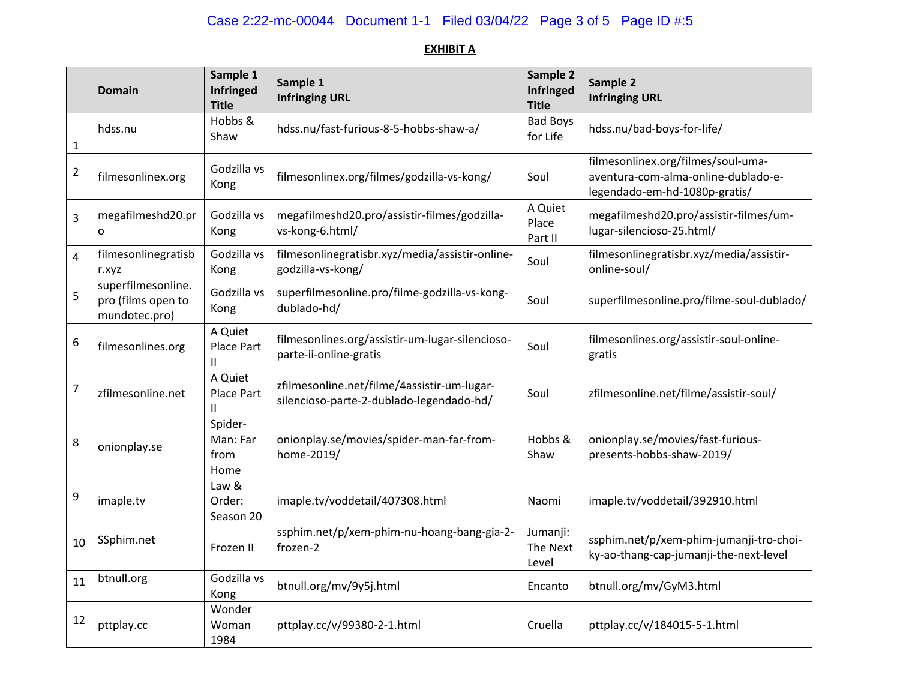**EXHIBIT A**

| | Domain | Sample 1 Infringed Title | Sample 1 Infringing URL | Sample 2 Infringed Title | Sample 2 Infringing URL |
|---|---|---|---|---|---|
| 1 | hdss.nu | Hobbs & Shaw | hdss.nu/fast-furious-8-5-hobbs-shaw-a/ | Bad Boys for Life | hdss.nu/bad-boys-for-life/ |
| 2 | filmesonlinex.org | Godzilla vs Kong | filmesonlinex.org/filmes/godzilla-vs-kong/ | Soul | filmesonlinex.org/filmes/soul-uma-aventura-com-alma-online-dublado-e-legendado-em-hd-1080p-gratis/ |
| 3 | megafilmeshd20.pro | Godzilla vs Kong | megafilmeshd20.pro/assistir-filmes/godzilla-vs-kong-6.html/ | A Quiet Place Part II | megafilmeshd20.pro/assistir-filmes/um-lugar-silencioso-25.html/ |
| 4 | filmesonlinegratisbr.xyz | Godzilla vs Kong | filmesonlinegratisbr.xyz/media/assistir-online-godzilla-vs-kong/ | Soul | filmesonlinegratisbr.xyz/media/assistir-online-soul/ |
| 5 | superfilmesonline.pro (films open to mundotec.pro) | Godzilla vs Kong | superfilmesonline.pro/filme-godzilla-vs-kong-dublado-hd/ | Soul | superfilmesonline.pro/filme-soul-dublado/ |
| 6 | filmesonlines.org | A Quiet Place Part II | filmesonlines.org/assistir-um-lugar-silencioso-parte-ii-online-gratis | Soul | filmesonlines.org/assistir-soul-online-gratis |
| 7 | zfilmesonline.net | A Quiet Place Part II | zfilmesonline.net/filme/4assistir-um-lugar-silencioso-parte-2-dublado-legendado-hd/ | Soul | zfilmesonline.net/filme/assistir-soul/ |
| 8 | onionplay.se | Spider-Man: Far from Home | onionplay.se/movies/spider-man-far-from-home-2019/ | Hobbs & Shaw | onionplay.se/movies/fast-furious-presents-hobbs-shaw-2019/ |
| 9 | imaple.tv | Law & Order: Season 20 | imaple.tv/voddetail/407308.html | Naomi | imaple.tv/voddetail/392910.html |
| 10 | SSphim.net | Frozen II | ssphim.net/p/xem-phim-nu-hoang-bang-gia-2-frozen-2 | Jumanji: The Next Level | ssphim.net/p/xem-phim-jumanji-tro-choi-ky-ao-thang-cap-jumanji-the-next-level |
| 11 | btnull.org | Godzilla vs Kong | btnull.org/mv/9y5j.html | Encanto | btnull.org/mv/GyM3.html |
| 12 | pttplay.cc | Wonder Woman 1984 | pttplay.cc/v/99380-2-1.html | Cruella | pttplay.cc/v/184015-5-1.html |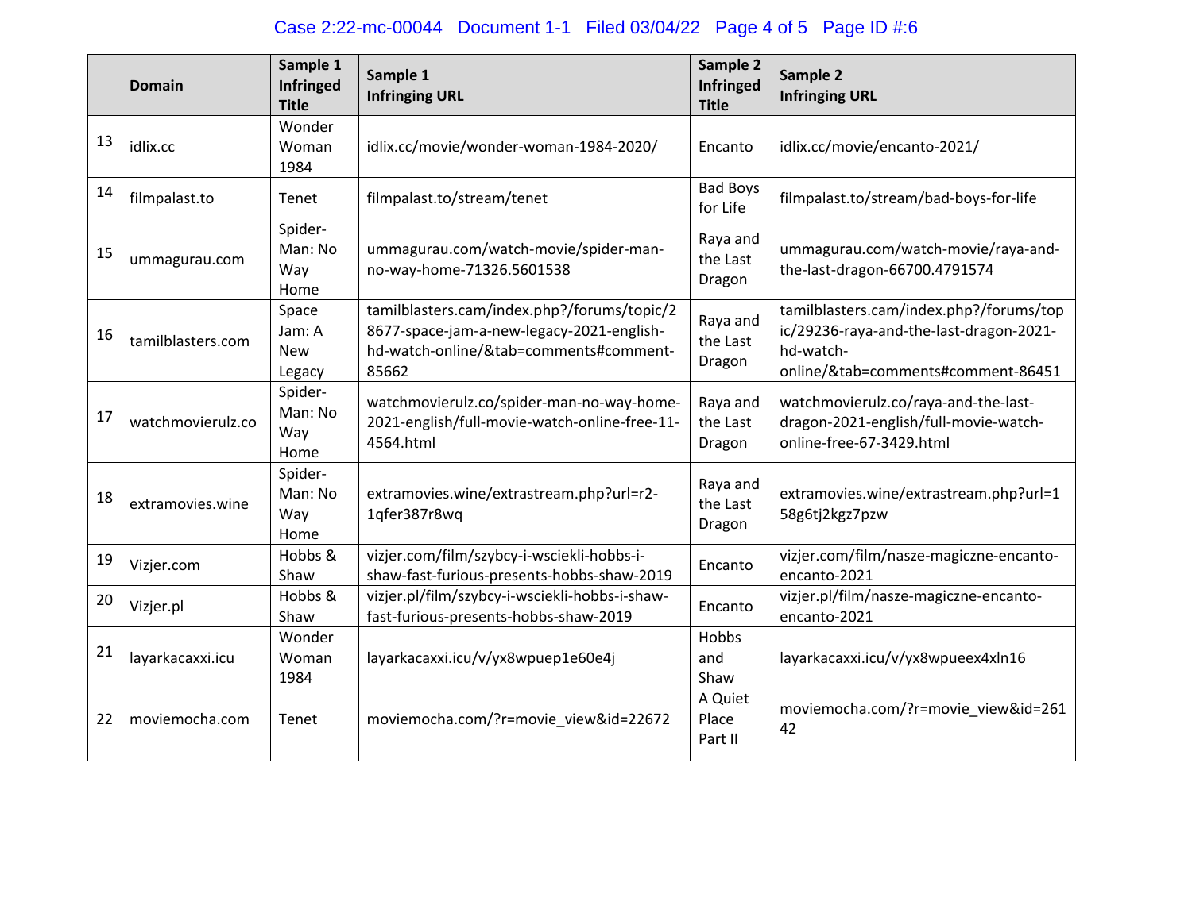| | Domain | Sample 1 Infringed Title | Sample 1 Infringing URL | Sample 2 Infringed Title | Sample 2 Infringing URL |
|---|---|---|---|---|---|
| 13 | idlix.cc | Wonder Woman 1984 | idlix.cc/movie/wonder-woman-1984-2020/ | Encanto | idlix.cc/movie/encanto-2021/ |
| 14 | filmpalast.to | Tenet | filmpalast.to/stream/tenet | Bad Boys for Life | filmpalast.to/stream/bad-boys-for-life |
| 15 | ummagurau.com | Spider-Man: No Way Home | ummagurau.com/watch-movie/spider-man-no-way-home-71326.5601538 | Raya and the Last Dragon | ummagurau.com/watch-movie/raya-and-the-last-dragon-66700.4791574 |
| 16 | tamilblasters.com | Space Jam: A New Legacy | tamilblasters.cam/index.php?/forums/topic/28677-space-jam-a-new-legacy-2021-english-hd-watch-online/&tab=comments#comment-85662 | Raya and the Last Dragon | tamilblasters.cam/index.php?/forums/topic/29236-raya-and-the-last-dragon-2021-hd-watch-online/&tab=comments#comment-86451 |
| 17 | watchmovierulz.co | Spider-Man: No Way Home | watchmovierulz.co/spider-man-no-way-home-2021-english/full-movie-watch-online-free-11-4564.html | Raya and the Last Dragon | watchmovierulz.co/raya-and-the-last-dragon-2021-english/full-movie-watch-online-free-67-3429.html |
| 18 | extramovies.wine | Spider-Man: No Way Home | extramovies.wine/extrastream.php?url=r2-1qfer387r8wq | Raya and the Last Dragon | extramovies.wine/extrastream.php?url=158g6tj2kgz7pzw |
| 19 | Vizjer.com | Hobbs & Shaw | vizjer.com/film/szybcy-i-wsciekli-hobbs-i-shaw-fast-furious-presents-hobbs-shaw-2019 | Encanto | vizjer.com/film/nasze-magiczne-encanto-encanto-2021 |
| 20 | Vizjer.pl | Hobbs & Shaw | vizjer.pl/film/szybcy-i-wsciekli-hobbs-i-shaw-fast-furious-presents-hobbs-shaw-2019 | Encanto | vizjer.pl/film/nasze-magiczne-encanto-encanto-2021 |
| 21 | layarkacaxxi.icu | Wonder Woman 1984 | layarkacaxxi.icu/v/yx8wpuep1e60e4j | Hobbs and Shaw | layarkacaxxi.icu/v/yx8wpueex4xln16 |
| 22 | moviemocha.com | Tenet | moviemocha.com/?r=movie_view&id=22672 | A Quiet Place Part II | moviemocha.com/?r=movie_view&id=26142 |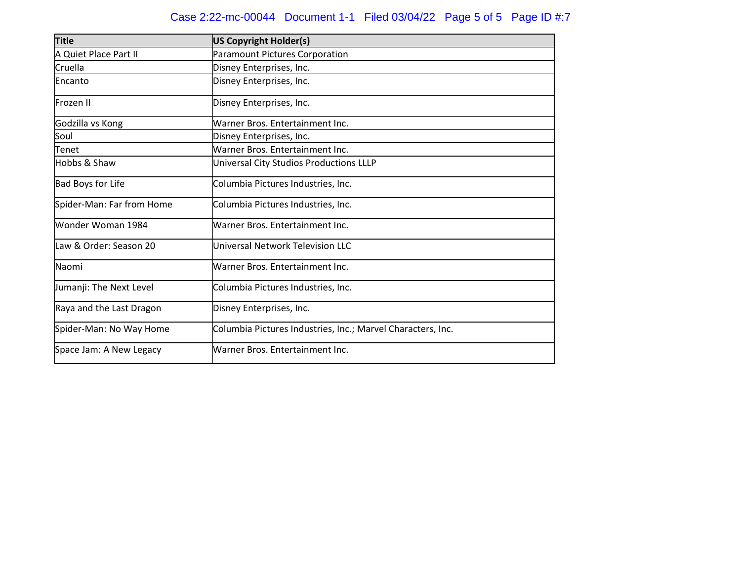| Title | US Copyright Holder(s) |
|---|---|
| A Quiet Place Part II | Paramount Pictures Corporation |
| Cruella | Disney Enterprises, Inc. |
| Encanto | Disney Enterprises, Inc. |
| Frozen II | Disney Enterprises, Inc. |
| Godzilla vs Kong | Warner Bros. Entertainment Inc. |
| Soul | Disney Enterprises, Inc. |
| Tenet | Warner Bros. Entertainment Inc. |
| Hobbs & Shaw | Universal City Studios Productions LLLP |
| Bad Boys for Life | Columbia Pictures Industries, Inc. |
| Spider-Man: Far from Home | Columbia Pictures Industries, Inc. |
| Wonder Woman 1984 | Warner Bros. Entertainment Inc. |
| Law & Order: Season 20 | Universal Network Television LLC |
| Naomi | Warner Bros. Entertainment Inc. |
| Jumanji: The Next Level | Columbia Pictures Industries, Inc. |
| Raya and the Last Dragon | Disney Enterprises, Inc. |
| Spider-Man: No Way Home | Columbia Pictures Industries, Inc.; Marvel Characters, Inc. |
| Space Jam: A New Legacy | Warner Bros. Entertainment Inc. |